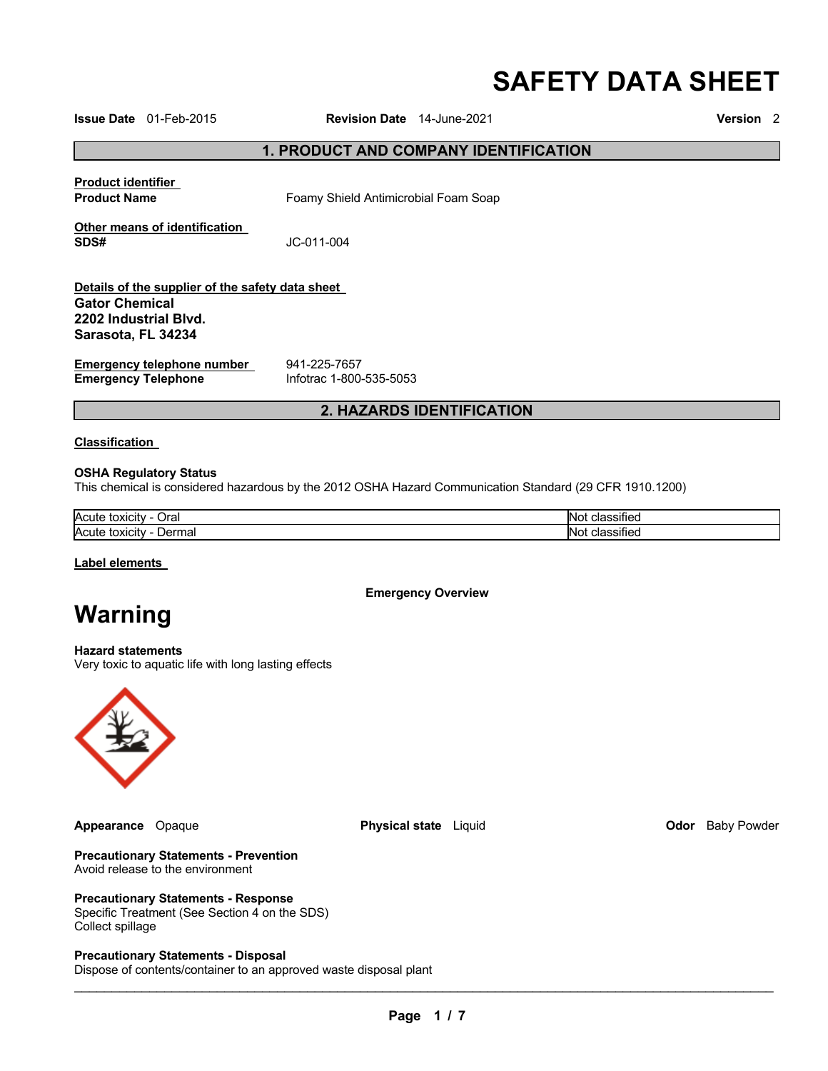# SAFETY DATA SHEET

**Issue Date** 01-Feb-2015 **Revision Date** 14-June-2021 **Version** 2

## 1. PRODUCT AND COMPANY IDENTIFICATION

**Product identifier**

**Product Name** Foamy Shield Antimicrobial Foam Soap

**Other means of identification**

**SDS#** JC-011-004

**Details of the supplier of the safety data sheet**

**Gator Chemical**
**2202 Industrial Blvd.**
**Sarasota, FL 34234**

**Emergency telephone number** 941-225-7657
**Emergency Telephone** Infotrac 1-800-535-5053

## 2. HAZARDS IDENTIFICATION

**Classification**

**OSHA Regulatory Status**
This chemical is considered hazardous by the 2012 OSHA Hazard Communication Standard (29 CFR 1910.1200)

| | |
|---|---|
| Acute toxicity - Oral | Not classified |
| Acute toxicity - Dermal | Not classified |

**Label elements**

**Emergency Overview**

# Warning

**Hazard statements**
Very toxic to aquatic life with long lasting effects

**Appearance** Opaque **Physical state** Liquid **Odor** Baby Powder

**Precautionary Statements - Prevention**
Avoid release to the environment

**Precautionary Statements - Response**
Specific Treatment (See Section 4 on the SDS)
Collect spillage

**Precautionary Statements - Disposal**
Dispose of contents/container to an approved waste disposal plant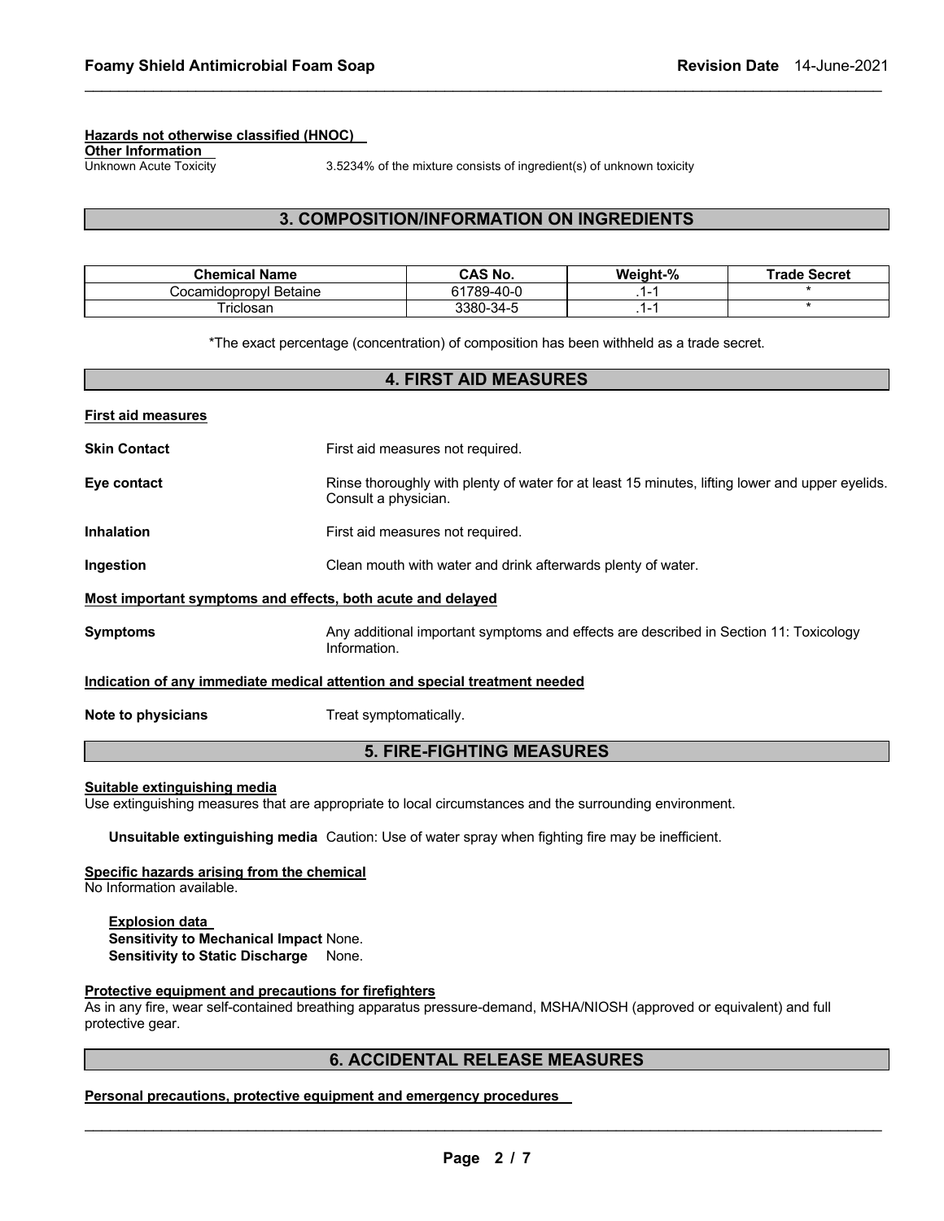**Hazards not otherwise classified (HNOC)**

**Other Information**

Unknown Acute Toxicity — 3.5234% of the mixture consists of ingredient(s) of unknown toxicity

## 3. COMPOSITION/INFORMATION ON INGREDIENTS

| Chemical Name | CAS No. | Weight-% | Trade Secret |
| --- | --- | --- | --- |
| Cocamidopropyl Betaine | 61789-40-0 | .1-1 | * |
| Triclosan | 3380-34-5 | .1-1 | * |

*The exact percentage (concentration) of composition has been withheld as a trade secret.

## 4. FIRST AID MEASURES

**First aid measures**

**Skin Contact** — First aid measures not required.

**Eye contact** — Rinse thoroughly with plenty of water for at least 15 minutes, lifting lower and upper eyelids. Consult a physician.

**Inhalation** — First aid measures not required.

**Ingestion** — Clean mouth with water and drink afterwards plenty of water.

**Most important symptoms and effects, both acute and delayed**

**Symptoms** — Any additional important symptoms and effects are described in Section 11: Toxicology Information.

**Indication of any immediate medical attention and special treatment needed**

**Note to physicians** — Treat symptomatically.

## 5. FIRE-FIGHTING MEASURES

**Suitable extinguishing media**

Use extinguishing measures that are appropriate to local circumstances and the surrounding environment.

**Unsuitable extinguishing media** Caution: Use of water spray when fighting fire may be inefficient.

**Specific hazards arising from the chemical**

No Information available.

**Explosion data**

**Sensitivity to Mechanical Impact** None.

**Sensitivity to Static Discharge** None.

**Protective equipment and precautions for firefighters**

As in any fire, wear self-contained breathing apparatus pressure-demand, MSHA/NIOSH (approved or equivalent) and full protective gear.

## 6. ACCIDENTAL RELEASE MEASURES

**Personal precautions, protective equipment and emergency procedures**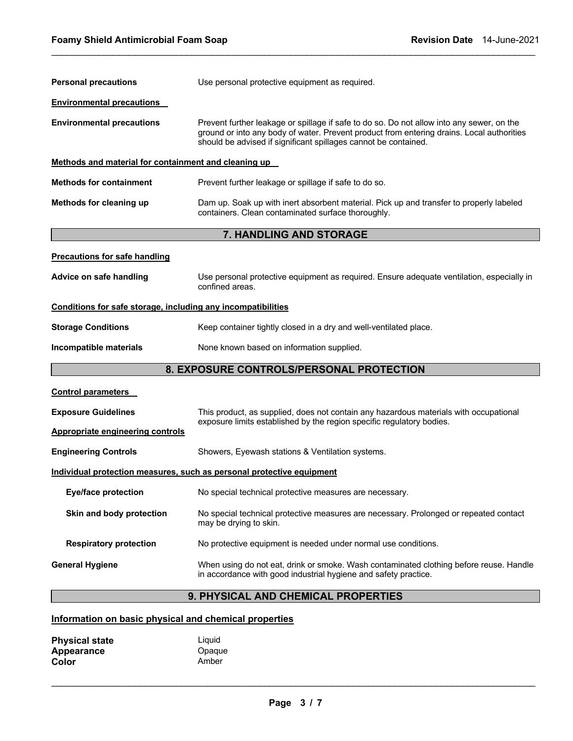**Personal precautions** Use personal protective equipment as required.

**Environmental precautions**

**Environmental precautions** Prevent further leakage or spillage if safe to do so. Do not allow into any sewer, on the ground or into any body of water. Prevent product from entering drains. Local authorities should be advised if significant spillages cannot be contained.

**Methods and material for containment and cleaning up**

**Methods for containment** Prevent further leakage or spillage if safe to do so.

**Methods for cleaning up** Dam up. Soak up with inert absorbent material. Pick up and transfer to properly labeled containers. Clean contaminated surface thoroughly.

## 7. HANDLING AND STORAGE

**Precautions for safe handling**

**Advice on safe handling** Use personal protective equipment as required. Ensure adequate ventilation, especially in confined areas.

**Conditions for safe storage, including any incompatibilities**

**Storage Conditions** Keep container tightly closed in a dry and well-ventilated place.

**Incompatible materials** None known based on information supplied.

## 8. EXPOSURE CONTROLS/PERSONAL PROTECTION

**Control parameters**

**Exposure Guidelines** This product, as supplied, does not contain any hazardous materials with occupational exposure limits established by the region specific regulatory bodies.

**Appropriate engineering controls**

**Engineering Controls** Showers, Eyewash stations & Ventilation systems.

**Individual protection measures, such as personal protective equipment**

**Eye/face protection** No special technical protective measures are necessary.

**Skin and body protection** No special technical protective measures are necessary. Prolonged or repeated contact may be drying to skin.

**Respiratory protection** No protective equipment is needed under normal use conditions.

**General Hygiene** When using do not eat, drink or smoke. Wash contaminated clothing before reuse. Handle in accordance with good industrial hygiene and safety practice.

## 9. PHYSICAL AND CHEMICAL PROPERTIES

**Information on basic physical and chemical properties**

**Physical state** Liquid
**Appearance** Opaque
**Color** Amber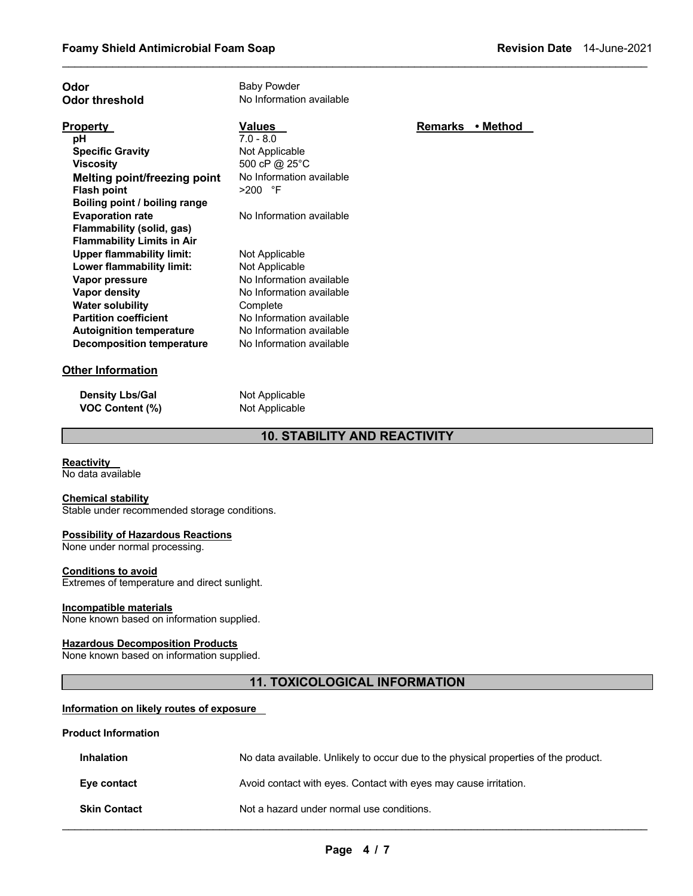| | |
|---|---|
| **Odor** | Baby Powder |
| **Odor threshold** | No Information available |

| **Property** | **Values** | **Remarks • Method** |
|---|---|---|
| **pH** | 7.0 - 8.0 | |
| **Specific Gravity** | Not Applicable | |
| **Viscosity** | 500 cP @ 25°C | |
| **Melting point/freezing point** | No Information available | |
| **Flash point** | >200 °F | |
| **Boiling point / boiling range** | | |
| **Evaporation rate** | No Information available | |
| **Flammability (solid, gas)** | | |
| **Flammability Limits in Air** | | |
| **Upper flammability limit:** | Not Applicable | |
| **Lower flammability limit:** | Not Applicable | |
| **Vapor pressure** | No Information available | |
| **Vapor density** | No Information available | |
| **Water solubility** | Complete | |
| **Partition coefficient** | No Information available | |
| **Autoignition temperature** | No Information available | |
| **Decomposition temperature** | No Information available | |

**Other Information**

| | |
|---|---|
| **Density Lbs/Gal** | Not Applicable |
| **VOC Content (%)** | Not Applicable |

## 10. STABILITY AND REACTIVITY

**Reactivity**
No data available

**Chemical stability**
Stable under recommended storage conditions.

**Possibility of Hazardous Reactions**
None under normal processing.

**Conditions to avoid**
Extremes of temperature and direct sunlight.

**Incompatible materials**
None known based on information supplied.

**Hazardous Decomposition Products**
None known based on information supplied.

## 11. TOXICOLOGICAL INFORMATION

**Information on likely routes of exposure**

**Product Information**

| | |
|---|---|
| **Inhalation** | No data available. Unlikely to occur due to the physical properties of the product. |
| **Eye contact** | Avoid contact with eyes. Contact with eyes may cause irritation. |
| **Skin Contact** | Not a hazard under normal use conditions. |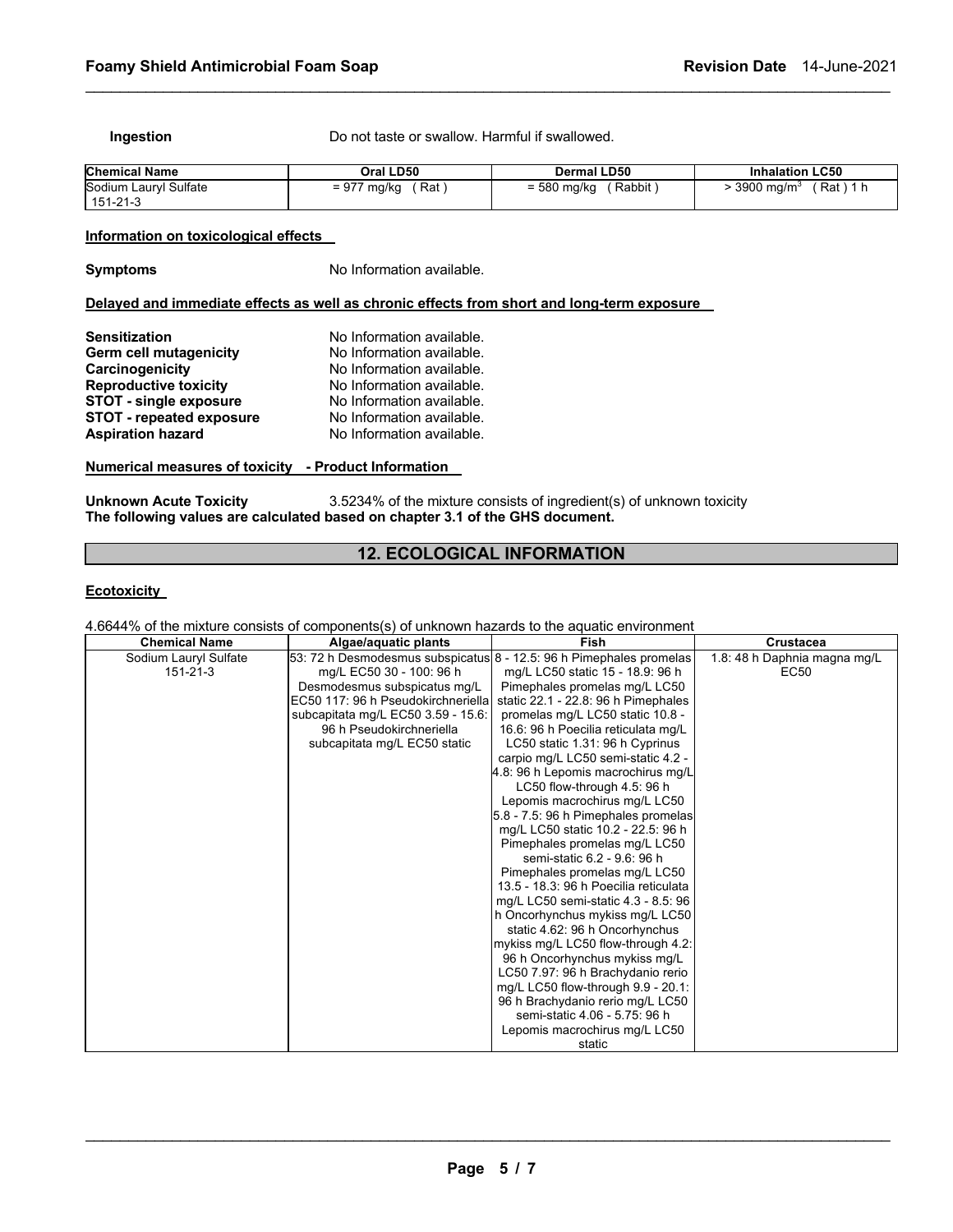**Ingestion** Do not taste or swallow. Harmful if swallowed.

| Chemical Name | Oral LD50 | Dermal LD50 | Inhalation LC50 |
|---|---|---|---|
| Sodium Lauryl Sulfate 151-21-3 | = 977 mg/kg ( Rat ) | = 580 mg/kg ( Rabbit ) | > 3900 mg/m$^3$ ( Rat ) 1 h |

**Information on toxicological effects**

**Symptoms** No Information available.

**Delayed and immediate effects as well as chronic effects from short and long-term exposure**

**Sensitization** No Information available.
**Germ cell mutagenicity** No Information available.
**Carcinogenicity** No Information available.
**Reproductive toxicity** No Information available.
**STOT - single exposure** No Information available.
**STOT - repeated exposure** No Information available.
**Aspiration hazard** No Information available.

**Numerical measures of toxicity - Product Information**

**Unknown Acute Toxicity** 3.5234% of the mixture consists of ingredient(s) of unknown toxicity
**The following values are calculated based on chapter 3.1 of the GHS document.**

## 12. ECOLOGICAL INFORMATION

**Ecotoxicity**

4.6644% of the mixture consists of components(s) of unknown hazards to the aquatic environment

| Chemical Name | Algae/aquatic plants | Fish | Crustacea |
|---|---|---|---|
| Sodium Lauryl Sulfate 151-21-3 | 53: 72 h Desmodesmus subspicatus mg/L EC50 30 - 100: 96 h Desmodesmus subspicatus mg/L EC50 117: 96 h Pseudokirchneriella subcapitata mg/L EC50 3.59 - 15.6: 96 h Pseudokirchneriella subcapitata mg/L EC50 static | 8 - 12.5: 96 h Pimephales promelas mg/L LC50 static 15 - 18.9: 96 h Pimephales promelas mg/L LC50 static 22.1 - 22.8: 96 h Pimephales promelas mg/L LC50 static 10.8 - 16.6: 96 h Poecilia reticulata mg/L LC50 static 1.31: 96 h Cyprinus carpio mg/L LC50 semi-static 4.2 - 4.8: 96 h Lepomis macrochirus mg/L LC50 flow-through 4.5: 96 h Lepomis macrochirus mg/L LC50 5.8 - 7.5: 96 h Pimephales promelas mg/L LC50 static 10.2 - 22.5: 96 h Pimephales promelas mg/L LC50 semi-static 6.2 - 9.6: 96 h Pimephales promelas mg/L LC50 13.5 - 18.3: 96 h Poecilia reticulata mg/L LC50 semi-static 4.3 - 8.5: 96 h Oncorhynchus mykiss mg/L LC50 static 4.62: 96 h Oncorhynchus mykiss mg/L LC50 flow-through 4.2: 96 h Oncorhynchus mykiss mg/L LC50 7.97: 96 h Brachydanio rerio mg/L LC50 flow-through 9.9 - 20.1: 96 h Brachydanio rerio mg/L LC50 semi-static 4.06 - 5.75: 96 h Lepomis macrochirus mg/L LC50 static | 1.8: 48 h Daphnia magna mg/L EC50 |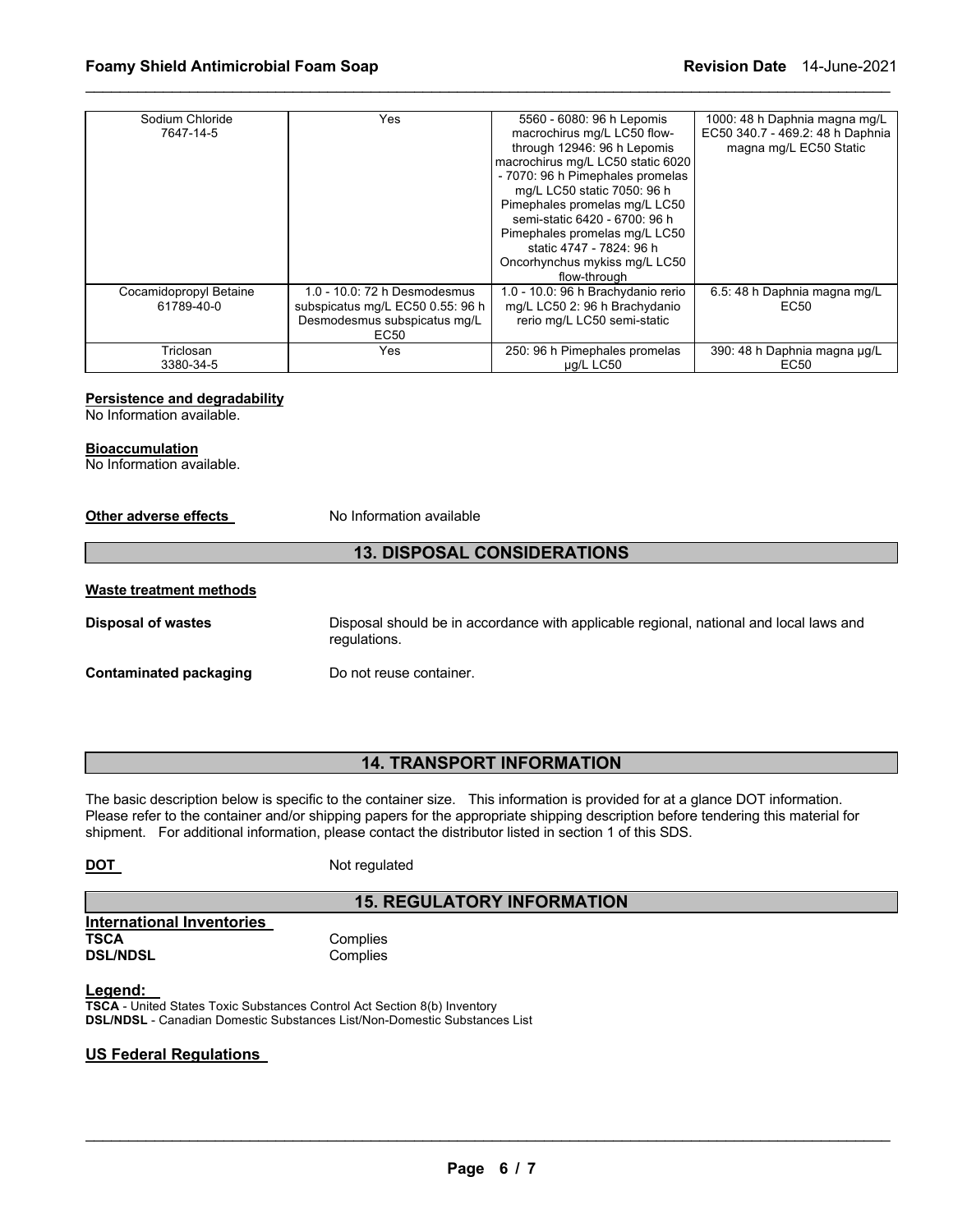| Sodium Chloride<br>7647-14-5 | Yes | 5560 - 6080: 96 h Lepomis macrochirus mg/L LC50 flow-through 12946: 96 h Lepomis macrochirus mg/L LC50 static 6020 - 7070: 96 h Pimephales promelas mg/L LC50 static 7050: 96 h Pimephales promelas mg/L LC50 semi-static 6420 - 6700: 96 h Pimephales promelas mg/L LC50 static 4747 - 7824: 96 h Oncorhynchus mykiss mg/L LC50 flow-through | 1000: 48 h Daphnia magna mg/L EC50 340.7 - 469.2: 48 h Daphnia magna mg/L EC50 Static |
|---|---|---|---|
| Cocamidopropyl Betaine<br>61789-40-0 | 1.0 - 10.0: 72 h Desmodesmus subspicatus mg/L EC50 0.55: 96 h Desmodesmus subspicatus mg/L EC50 | 1.0 - 10.0: 96 h Brachydanio rerio mg/L LC50 2: 96 h Brachydanio rerio mg/L LC50 semi-static | 6.5: 48 h Daphnia magna mg/L EC50 |
| Triclosan<br>3380-34-5 | Yes | 250: 96 h Pimephales promelas µg/L LC50 | 390: 48 h Daphnia magna µg/L EC50 |

**Persistence and degradability**
No Information available.

**Bioaccumulation**
No Information available.

**Other adverse effects** No Information available

## 13. DISPOSAL CONSIDERATIONS

**Waste treatment methods**

**Disposal of wastes** Disposal should be in accordance with applicable regional, national and local laws and regulations.

**Contaminated packaging** Do not reuse container.

## 14. TRANSPORT INFORMATION

The basic description below is specific to the container size. This information is provided for at a glance DOT information. Please refer to the container and/or shipping papers for the appropriate shipping description before tendering this material for shipment. For additional information, please contact the distributor listed in section 1 of this SDS.

**DOT** Not regulated

## 15. REGULATORY INFORMATION

**International Inventories**
**TSCA** Complies
**DSL/NDSL** Complies

**Legend:**
**TSCA** - United States Toxic Substances Control Act Section 8(b) Inventory
**DSL/NDSL** - Canadian Domestic Substances List/Non-Domestic Substances List

**US Federal Regulations**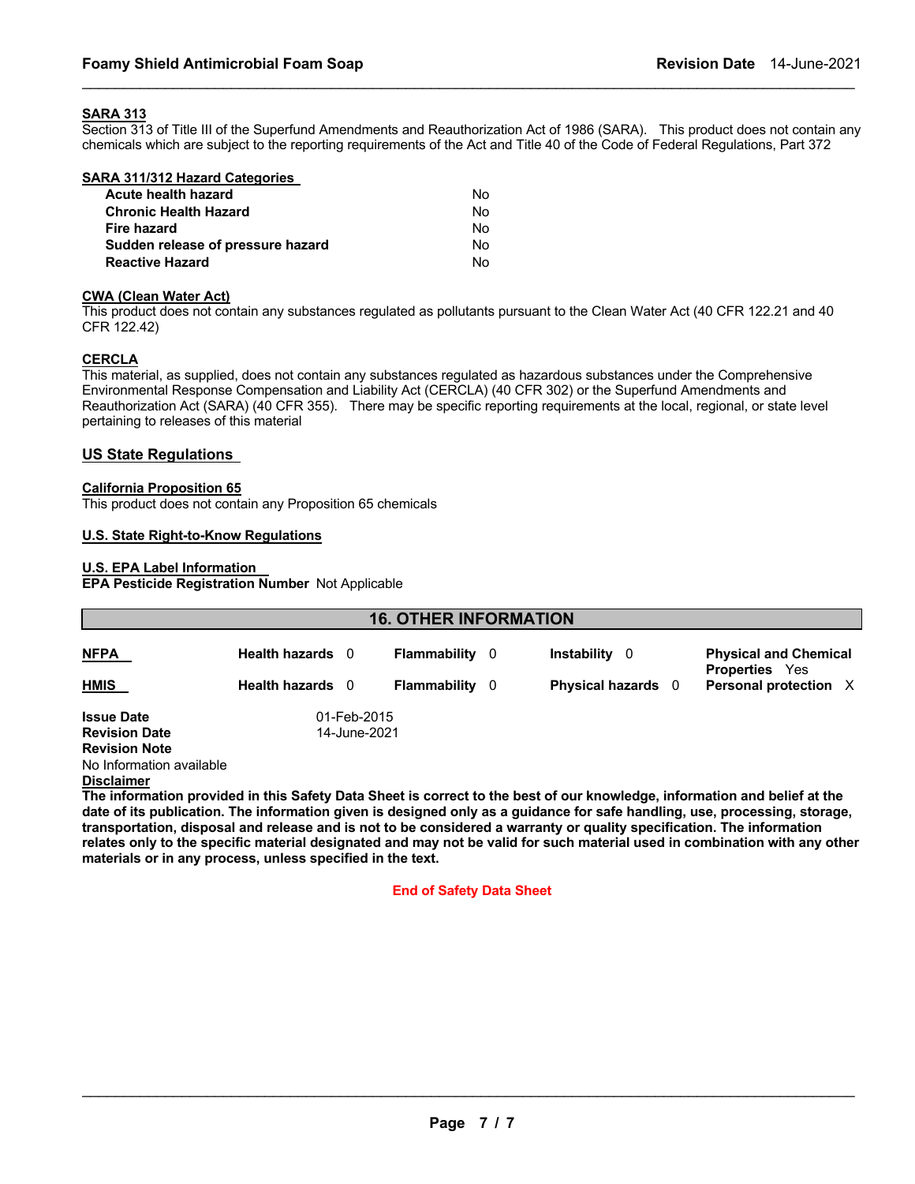**SARA 313**

Section 313 of Title III of the Superfund Amendments and Reauthorization Act of 1986 (SARA). This product does not contain any chemicals which are subject to the reporting requirements of the Act and Title 40 of the Code of Federal Regulations, Part 372

**SARA 311/312 Hazard Categories**

| | |
|---|---|
| **Acute health hazard** | No |
| **Chronic Health Hazard** | No |
| **Fire hazard** | No |
| **Sudden release of pressure hazard** | No |
| **Reactive Hazard** | No |

**CWA (Clean Water Act)**

This product does not contain any substances regulated as pollutants pursuant to the Clean Water Act (40 CFR 122.21 and 40 CFR 122.42)

**CERCLA**

This material, as supplied, does not contain any substances regulated as hazardous substances under the Comprehensive Environmental Response Compensation and Liability Act (CERCLA) (40 CFR 302) or the Superfund Amendments and Reauthorization Act (SARA) (40 CFR 355). There may be specific reporting requirements at the local, regional, or state level pertaining to releases of this material

## US State Regulations

**California Proposition 65**

This product does not contain any Proposition 65 chemicals

**U.S. State Right-to-Know Regulations**

**U.S. EPA Label Information**

**EPA Pesticide Registration Number** Not Applicable

## 16. OTHER INFORMATION

| | | | | |
|---|---|---|---|---|
| **NFPA** | **Health hazards** 0 | **Flammability** 0 | **Instability** 0 | **Physical and Chemical Properties** Yes |
| **HMIS** | **Health hazards** 0 | **Flammability** 0 | **Physical hazards** 0 | **Personal protection** X |

**Issue Date** 01-Feb-2015

**Revision Date** 14-June-2021

**Revision Note**

No Information available

**Disclaimer**

**The information provided in this Safety Data Sheet is correct to the best of our knowledge, information and belief at the date of its publication. The information given is designed only as a guidance for safe handling, use, processing, storage, transportation, disposal and release and is not to be considered a warranty or quality specification. The information relates only to the specific material designated and may not be valid for such material used in combination with any other materials or in any process, unless specified in the text.**

**End of Safety Data Sheet**